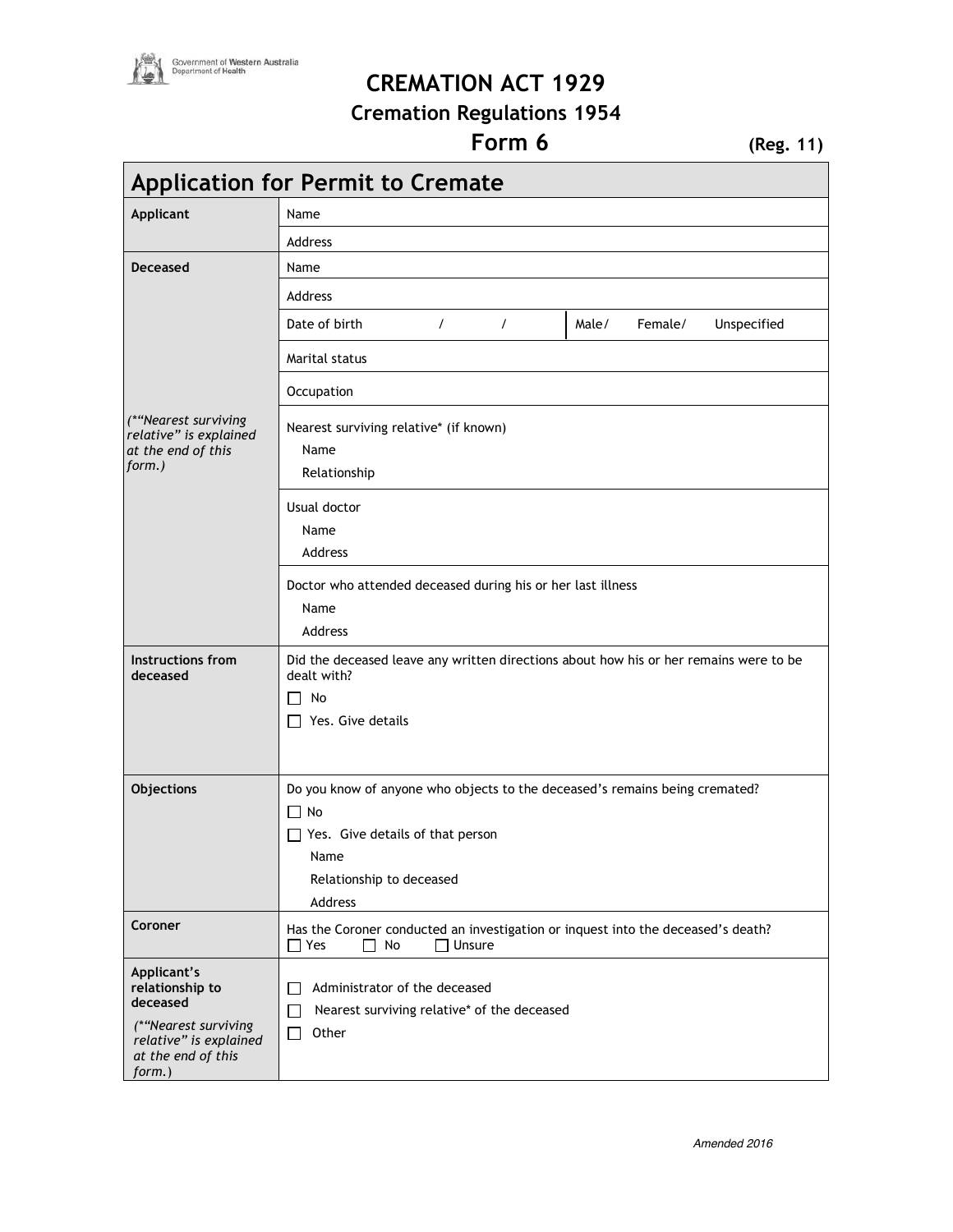Government of Western Australia
Department of Health

# CREMATION ACT 1929

## Cremation Regulations 1954

## Form 6 (Reg. 11)

| Application for Permit to Cremate | |
|---|---|
| **Applicant** | Name |
| | Address |
| **Deceased** | Name |
| | Address |
| | Date of birth / / — Male/ Female/ Unspecified |
| | Marital status |
| | Occupation |
| *(*"Nearest surviving relative" is explained at the end of this form.)* | Nearest surviving relative* (if known)<br>Name<br>Relationship |
| | Usual doctor<br>Name<br>Address |
| | Doctor who attended deceased during his or her last illness<br>Name<br>Address |
| **Instructions from deceased** | Did the deceased leave any written directions about how his or her remains were to be dealt with?<br>☐ No<br>☐ Yes. Give details |
| **Objections** | Do you know of anyone who objects to the deceased's remains being cremated?<br>☐ No<br>☐ Yes. Give details of that person<br>Name<br>Relationship to deceased<br>Address |
| **Coroner** | Has the Coroner conducted an investigation or inquest into the deceased's death?<br>☐ Yes ☐ No ☐ Unsure |
| **Applicant's relationship to deceased**<br>*(*"Nearest surviving relative" is explained at the end of this form.)* | ☐ Administrator of the deceased<br>☐ Nearest surviving relative* of the deceased<br>☐ Other |

*Amended 2016*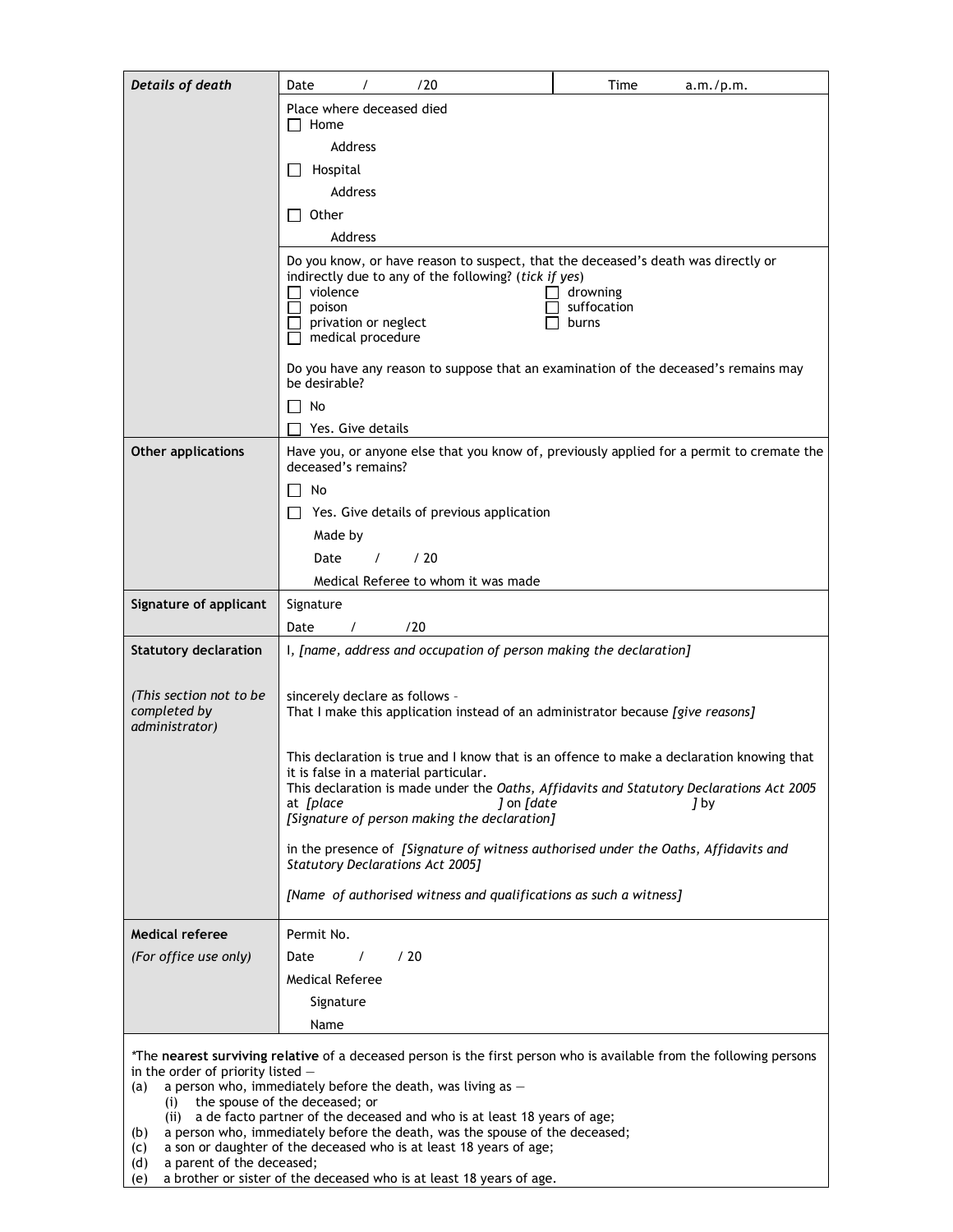| | | |
|---|---|---|
| ***Details of death*** | Date / /20 | Time a.m./p.m. |
| | Place where deceased died<br>☐ Home<br>Address<br>☐ Hospital<br>Address<br>☐ Other<br>Address | |
| | Do you know, or have reason to suspect, that the deceased's death was directly or indirectly due to any of the following? (*tick if yes*)<br>☐ violence ☐ drowning<br>☐ poison ☐ suffocation<br>☐ privation or neglect ☐ burns<br>☐ medical procedure<br><br>Do you have any reason to suppose that an examination of the deceased's remains may be desirable?<br>☐ No<br>☐ Yes. Give details | |
| **Other applications** | Have you, or anyone else that you know of, previously applied for a permit to cremate the deceased's remains?<br>☐ No<br>☐ Yes. Give details of previous application<br>Made by<br>Date / / 20<br>Medical Referee to whom it was made | |
| **Signature of applicant** | Signature<br>Date / /20 | |
| **Statutory declaration**<br><br>*(This section not to be completed by administrator)* | I, *[name, address and occupation of person making the declaration]*<br><br>sincerely declare as follows –<br>That I make this application instead of an administrator because *[give reasons]*<br><br>This declaration is true and I know that is an offence to make a declaration knowing that it is false in a material particular.<br>This declaration is made under the *Oaths, Affidavits and Statutory Declarations Act 2005* at *[place ]* on *[date ]* by *[Signature of person making the declaration]*<br><br>in the presence of *[Signature of witness authorised under the Oaths, Affidavits and Statutory Declarations Act 2005]*<br><br>*[Name of authorised witness and qualifications as such a witness]* | |
| **Medical referee**<br>*(For office use only)* | Permit No.<br>Date / / 20<br>Medical Referee<br>Signature<br>Name | |

*The **nearest surviving relative** of a deceased person is the first person who is available from the following persons in the order of priority listed —

(a) a person who, immediately before the death, was living as —
 (i) the spouse of the deceased; or
 (ii) a de facto partner of the deceased and who is at least 18 years of age;

(b) a person who, immediately before the death, was the spouse of the deceased;

(c) a son or daughter of the deceased who is at least 18 years of age;

(d) a parent of the deceased;

(e) a brother or sister of the deceased who is at least 18 years of age.